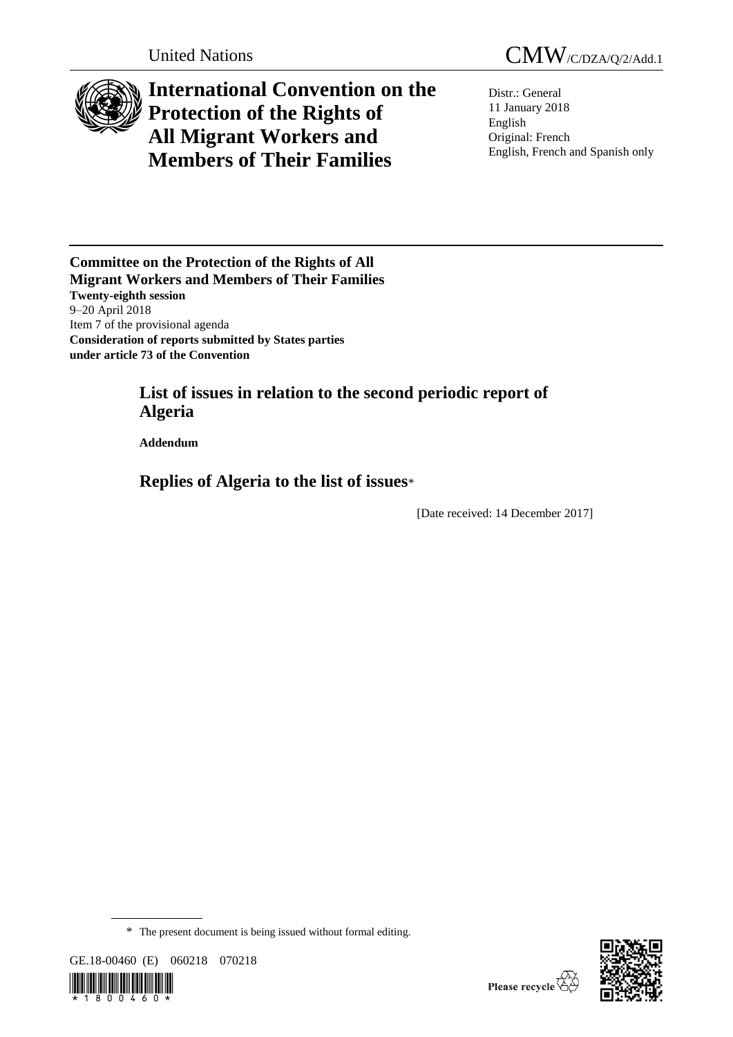United Nations

CMW/C/DZA/Q/2/Add.1

# International Convention on the Protection of the Rights of All Migrant Workers and Members of Their Families

Distr.: General
11 January 2018
English
Original: French
English, French and Spanish only

**Committee on the Protection of the Rights of All Migrant Workers and Members of Their Families**
**Twenty-eighth session**
9–20 April 2018
Item 7 of the provisional agenda
**Consideration of reports submitted by States parties under article 73 of the Convention**

## List of issues in relation to the second periodic report of Algeria

**Addendum**

## Replies of Algeria to the list of issues*

[Date received: 14 December 2017]

\* The present document is being issued without formal editing.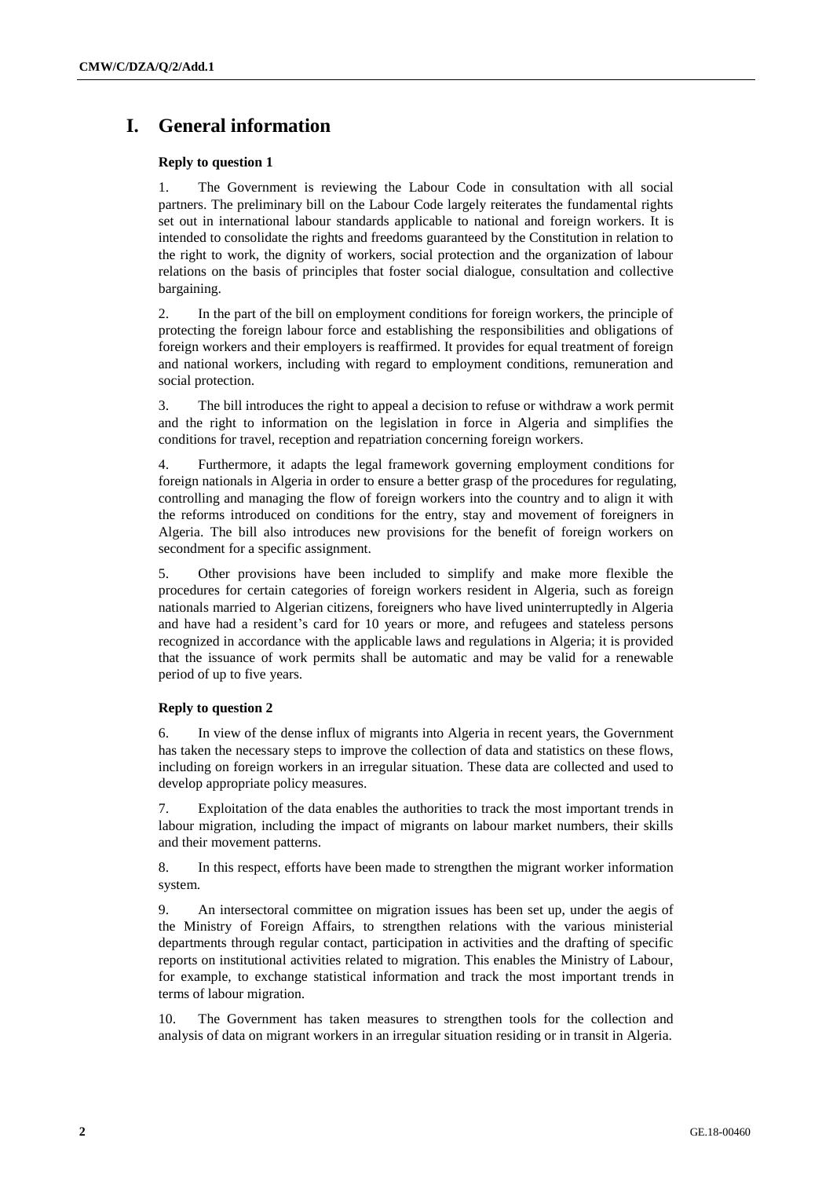# I. General information

### Reply to question 1

1. The Government is reviewing the Labour Code in consultation with all social partners. The preliminary bill on the Labour Code largely reiterates the fundamental rights set out in international labour standards applicable to national and foreign workers. It is intended to consolidate the rights and freedoms guaranteed by the Constitution in relation to the right to work, the dignity of workers, social protection and the organization of labour relations on the basis of principles that foster social dialogue, consultation and collective bargaining.

2. In the part of the bill on employment conditions for foreign workers, the principle of protecting the foreign labour force and establishing the responsibilities and obligations of foreign workers and their employers is reaffirmed. It provides for equal treatment of foreign and national workers, including with regard to employment conditions, remuneration and social protection.

3. The bill introduces the right to appeal a decision to refuse or withdraw a work permit and the right to information on the legislation in force in Algeria and simplifies the conditions for travel, reception and repatriation concerning foreign workers.

4. Furthermore, it adapts the legal framework governing employment conditions for foreign nationals in Algeria in order to ensure a better grasp of the procedures for regulating, controlling and managing the flow of foreign workers into the country and to align it with the reforms introduced on conditions for the entry, stay and movement of foreigners in Algeria. The bill also introduces new provisions for the benefit of foreign workers on secondment for a specific assignment.

5. Other provisions have been included to simplify and make more flexible the procedures for certain categories of foreign workers resident in Algeria, such as foreign nationals married to Algerian citizens, foreigners who have lived uninterruptedly in Algeria and have had a resident's card for 10 years or more, and refugees and stateless persons recognized in accordance with the applicable laws and regulations in Algeria; it is provided that the issuance of work permits shall be automatic and may be valid for a renewable period of up to five years.

### Reply to question 2

6. In view of the dense influx of migrants into Algeria in recent years, the Government has taken the necessary steps to improve the collection of data and statistics on these flows, including on foreign workers in an irregular situation. These data are collected and used to develop appropriate policy measures.

7. Exploitation of the data enables the authorities to track the most important trends in labour migration, including the impact of migrants on labour market numbers, their skills and their movement patterns.

8. In this respect, efforts have been made to strengthen the migrant worker information system.

9. An intersectoral committee on migration issues has been set up, under the aegis of the Ministry of Foreign Affairs, to strengthen relations with the various ministerial departments through regular contact, participation in activities and the drafting of specific reports on institutional activities related to migration. This enables the Ministry of Labour, for example, to exchange statistical information and track the most important trends in terms of labour migration.

10. The Government has taken measures to strengthen tools for the collection and analysis of data on migrant workers in an irregular situation residing or in transit in Algeria.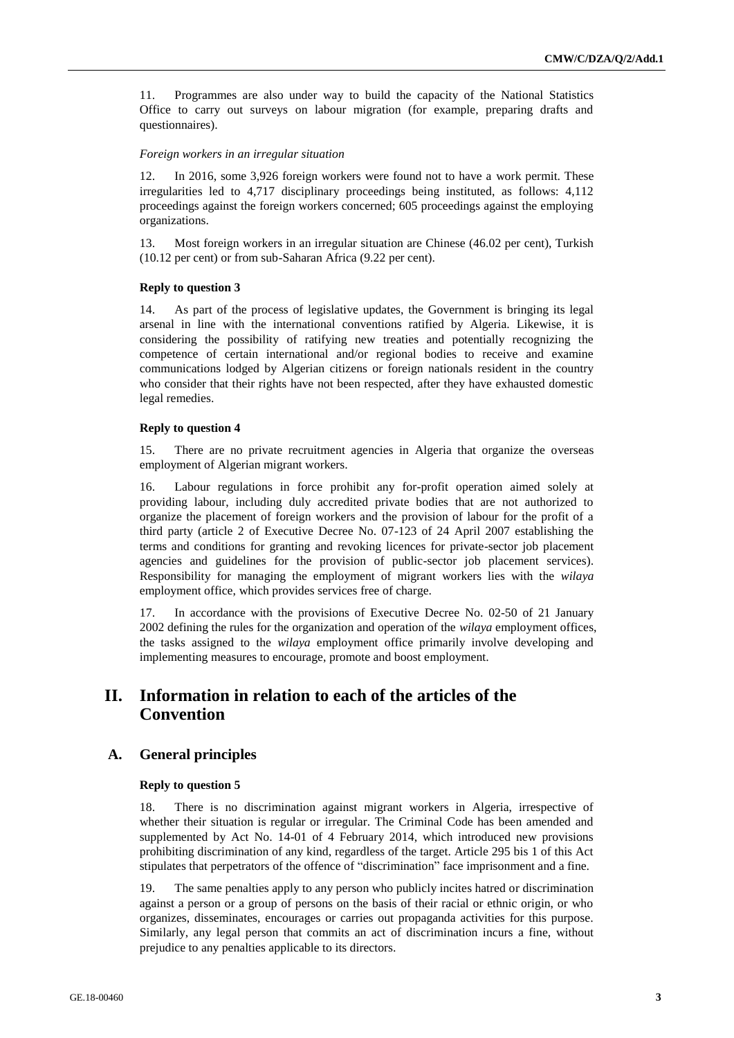11. Programmes are also under way to build the capacity of the National Statistics Office to carry out surveys on labour migration (for example, preparing drafts and questionnaires).

*Foreign workers in an irregular situation*

12. In 2016, some 3,926 foreign workers were found not to have a work permit. These irregularities led to 4,717 disciplinary proceedings being instituted, as follows: 4,112 proceedings against the foreign workers concerned; 605 proceedings against the employing organizations.

13. Most foreign workers in an irregular situation are Chinese (46.02 per cent), Turkish (10.12 per cent) or from sub-Saharan Africa (9.22 per cent).

**Reply to question 3**

14. As part of the process of legislative updates, the Government is bringing its legal arsenal in line with the international conventions ratified by Algeria. Likewise, it is considering the possibility of ratifying new treaties and potentially recognizing the competence of certain international and/or regional bodies to receive and examine communications lodged by Algerian citizens or foreign nationals resident in the country who consider that their rights have not been respected, after they have exhausted domestic legal remedies.

**Reply to question 4**

15. There are no private recruitment agencies in Algeria that organize the overseas employment of Algerian migrant workers.

16. Labour regulations in force prohibit any for-profit operation aimed solely at providing labour, including duly accredited private bodies that are not authorized to organize the placement of foreign workers and the provision of labour for the profit of a third party (article 2 of Executive Decree No. 07-123 of 24 April 2007 establishing the terms and conditions for granting and revoking licences for private-sector job placement agencies and guidelines for the provision of public-sector job placement services). Responsibility for managing the employment of migrant workers lies with the *wilaya* employment office, which provides services free of charge.

17. In accordance with the provisions of Executive Decree No. 02-50 of 21 January 2002 defining the rules for the organization and operation of the *wilaya* employment offices, the tasks assigned to the *wilaya* employment office primarily involve developing and implementing measures to encourage, promote and boost employment.

# II. Information in relation to each of the articles of the Convention

## A. General principles

**Reply to question 5**

18. There is no discrimination against migrant workers in Algeria, irrespective of whether their situation is regular or irregular. The Criminal Code has been amended and supplemented by Act No. 14-01 of 4 February 2014, which introduced new provisions prohibiting discrimination of any kind, regardless of the target. Article 295 bis 1 of this Act stipulates that perpetrators of the offence of "discrimination" face imprisonment and a fine.

19. The same penalties apply to any person who publicly incites hatred or discrimination against a person or a group of persons on the basis of their racial or ethnic origin, or who organizes, disseminates, encourages or carries out propaganda activities for this purpose. Similarly, any legal person that commits an act of discrimination incurs a fine, without prejudice to any penalties applicable to its directors.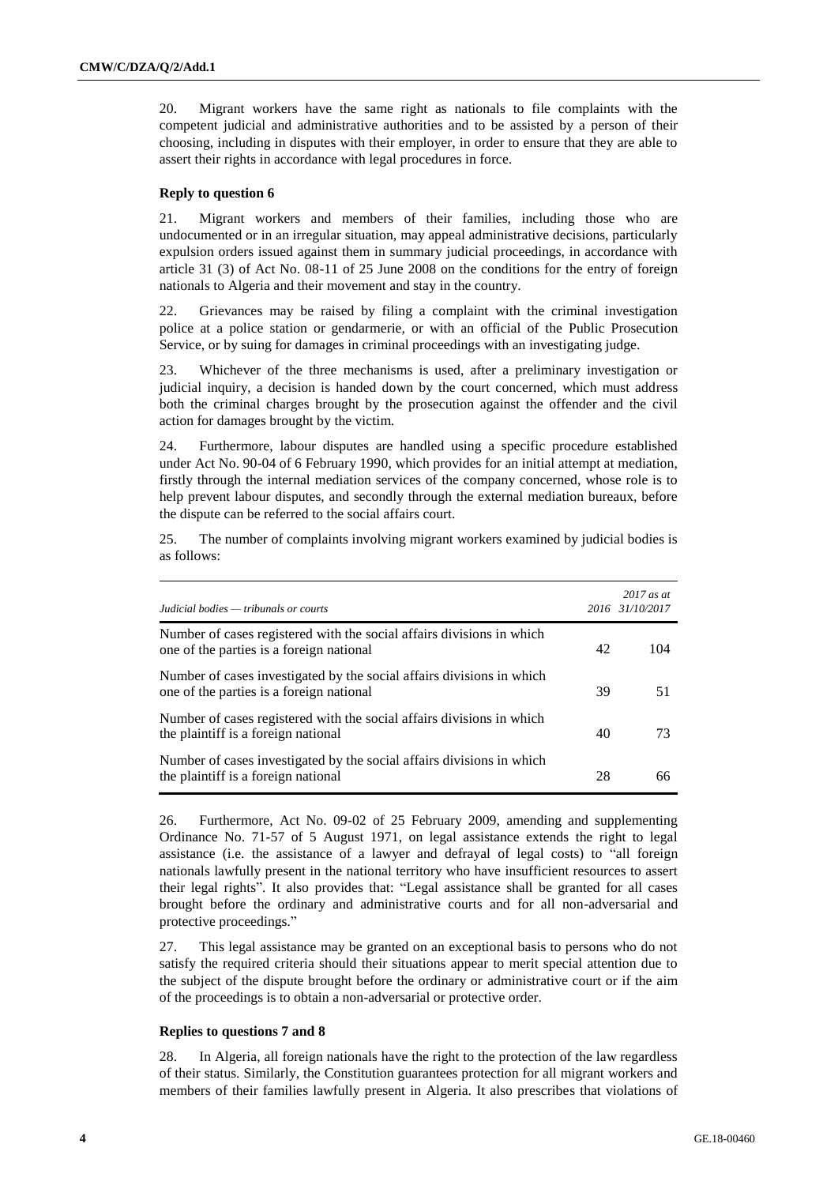20. Migrant workers have the same right as nationals to file complaints with the competent judicial and administrative authorities and to be assisted by a person of their choosing, including in disputes with their employer, in order to ensure that they are able to assert their rights in accordance with legal procedures in force.

### Reply to question 6

21. Migrant workers and members of their families, including those who are undocumented or in an irregular situation, may appeal administrative decisions, particularly expulsion orders issued against them in summary judicial proceedings, in accordance with article 31 (3) of Act No. 08-11 of 25 June 2008 on the conditions for the entry of foreign nationals to Algeria and their movement and stay in the country.

22. Grievances may be raised by filing a complaint with the criminal investigation police at a police station or gendarmerie, or with an official of the Public Prosecution Service, or by suing for damages in criminal proceedings with an investigating judge.

23. Whichever of the three mechanisms is used, after a preliminary investigation or judicial inquiry, a decision is handed down by the court concerned, which must address both the criminal charges brought by the prosecution against the offender and the civil action for damages brought by the victim.

24. Furthermore, labour disputes are handled using a specific procedure established under Act No. 90-04 of 6 February 1990, which provides for an initial attempt at mediation, firstly through the internal mediation services of the company concerned, whose role is to help prevent labour disputes, and secondly through the external mediation bureaux, before the dispute can be referred to the social affairs court.

25. The number of complaints involving migrant workers examined by judicial bodies is as follows:

| *Judicial bodies — tribunals or courts* | *2016* | *2017 as at 31/10/2017* |
|---|---|---|
| Number of cases registered with the social affairs divisions in which one of the parties is a foreign national | 42 | 104 |
| Number of cases investigated by the social affairs divisions in which one of the parties is a foreign national | 39 | 51 |
| Number of cases registered with the social affairs divisions in which the plaintiff is a foreign national | 40 | 73 |
| Number of cases investigated by the social affairs divisions in which the plaintiff is a foreign national | 28 | 66 |

26. Furthermore, Act No. 09-02 of 25 February 2009, amending and supplementing Ordinance No. 71-57 of 5 August 1971, on legal assistance extends the right to legal assistance (i.e. the assistance of a lawyer and defrayal of legal costs) to "all foreign nationals lawfully present in the national territory who have insufficient resources to assert their legal rights". It also provides that: "Legal assistance shall be granted for all cases brought before the ordinary and administrative courts and for all non-adversarial and protective proceedings."

27. This legal assistance may be granted on an exceptional basis to persons who do not satisfy the required criteria should their situations appear to merit special attention due to the subject of the dispute brought before the ordinary or administrative court or if the aim of the proceedings is to obtain a non-adversarial or protective order.

### Replies to questions 7 and 8

28. In Algeria, all foreign nationals have the right to the protection of the law regardless of their status. Similarly, the Constitution guarantees protection for all migrant workers and members of their families lawfully present in Algeria. It also prescribes that violations of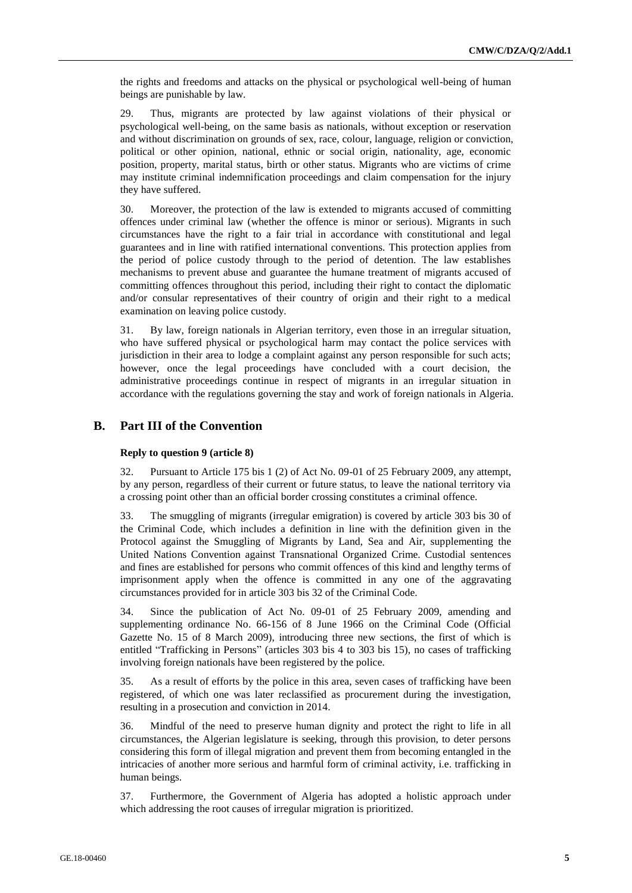the rights and freedoms and attacks on the physical or psychological well-being of human beings are punishable by law.

29. Thus, migrants are protected by law against violations of their physical or psychological well-being, on the same basis as nationals, without exception or reservation and without discrimination on grounds of sex, race, colour, language, religion or conviction, political or other opinion, national, ethnic or social origin, nationality, age, economic position, property, marital status, birth or other status. Migrants who are victims of crime may institute criminal indemnification proceedings and claim compensation for the injury they have suffered.

30. Moreover, the protection of the law is extended to migrants accused of committing offences under criminal law (whether the offence is minor or serious). Migrants in such circumstances have the right to a fair trial in accordance with constitutional and legal guarantees and in line with ratified international conventions. This protection applies from the period of police custody through to the period of detention. The law establishes mechanisms to prevent abuse and guarantee the humane treatment of migrants accused of committing offences throughout this period, including their right to contact the diplomatic and/or consular representatives of their country of origin and their right to a medical examination on leaving police custody.

31. By law, foreign nationals in Algerian territory, even those in an irregular situation, who have suffered physical or psychological harm may contact the police services with jurisdiction in their area to lodge a complaint against any person responsible for such acts; however, once the legal proceedings have concluded with a court decision, the administrative proceedings continue in respect of migrants in an irregular situation in accordance with the regulations governing the stay and work of foreign nationals in Algeria.

## B. Part III of the Convention

### Reply to question 9 (article 8)

32. Pursuant to Article 175 bis 1 (2) of Act No. 09-01 of 25 February 2009, any attempt, by any person, regardless of their current or future status, to leave the national territory via a crossing point other than an official border crossing constitutes a criminal offence.

33. The smuggling of migrants (irregular emigration) is covered by article 303 bis 30 of the Criminal Code, which includes a definition in line with the definition given in the Protocol against the Smuggling of Migrants by Land, Sea and Air, supplementing the United Nations Convention against Transnational Organized Crime. Custodial sentences and fines are established for persons who commit offences of this kind and lengthy terms of imprisonment apply when the offence is committed in any one of the aggravating circumstances provided for in article 303 bis 32 of the Criminal Code.

34. Since the publication of Act No. 09-01 of 25 February 2009, amending and supplementing ordinance No. 66-156 of 8 June 1966 on the Criminal Code (Official Gazette No. 15 of 8 March 2009), introducing three new sections, the first of which is entitled "Trafficking in Persons" (articles 303 bis 4 to 303 bis 15), no cases of trafficking involving foreign nationals have been registered by the police.

35. As a result of efforts by the police in this area, seven cases of trafficking have been registered, of which one was later reclassified as procurement during the investigation, resulting in a prosecution and conviction in 2014.

36. Mindful of the need to preserve human dignity and protect the right to life in all circumstances, the Algerian legislature is seeking, through this provision, to deter persons considering this form of illegal migration and prevent them from becoming entangled in the intricacies of another more serious and harmful form of criminal activity, i.e. trafficking in human beings.

37. Furthermore, the Government of Algeria has adopted a holistic approach under which addressing the root causes of irregular migration is prioritized.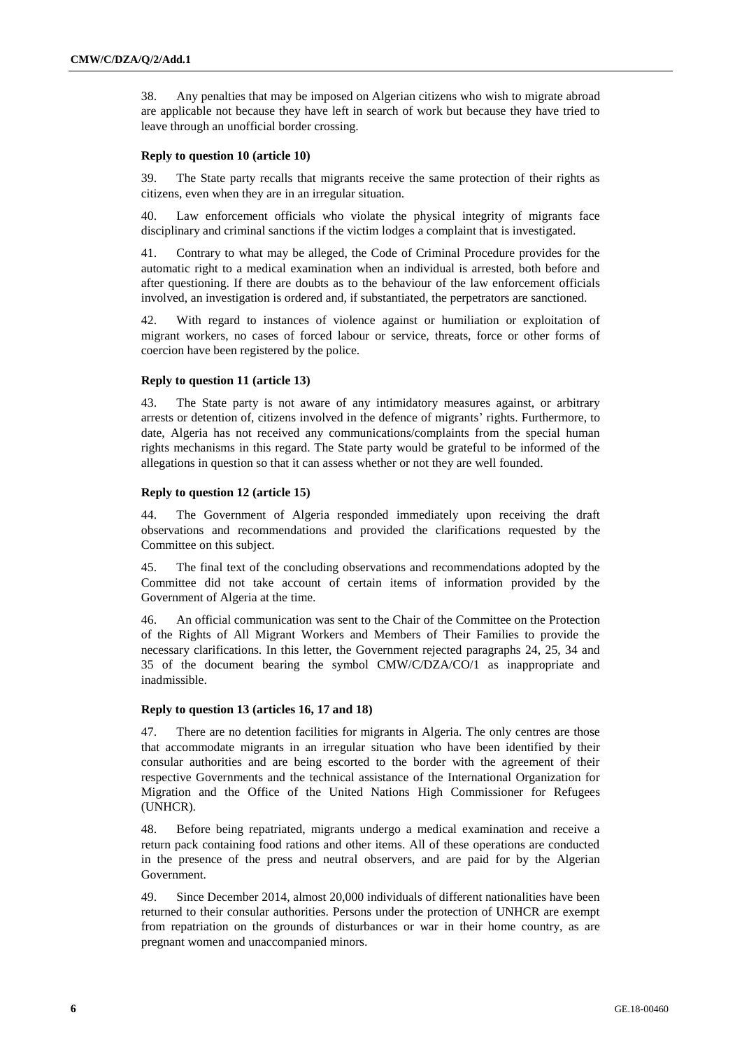38. Any penalties that may be imposed on Algerian citizens who wish to migrate abroad are applicable not because they have left in search of work but because they have tried to leave through an unofficial border crossing.

### Reply to question 10 (article 10)

39. The State party recalls that migrants receive the same protection of their rights as citizens, even when they are in an irregular situation.

40. Law enforcement officials who violate the physical integrity of migrants face disciplinary and criminal sanctions if the victim lodges a complaint that is investigated.

41. Contrary to what may be alleged, the Code of Criminal Procedure provides for the automatic right to a medical examination when an individual is arrested, both before and after questioning. If there are doubts as to the behaviour of the law enforcement officials involved, an investigation is ordered and, if substantiated, the perpetrators are sanctioned.

42. With regard to instances of violence against or humiliation or exploitation of migrant workers, no cases of forced labour or service, threats, force or other forms of coercion have been registered by the police.

### Reply to question 11 (article 13)

43. The State party is not aware of any intimidatory measures against, or arbitrary arrests or detention of, citizens involved in the defence of migrants' rights. Furthermore, to date, Algeria has not received any communications/complaints from the special human rights mechanisms in this regard. The State party would be grateful to be informed of the allegations in question so that it can assess whether or not they are well founded.

### Reply to question 12 (article 15)

44. The Government of Algeria responded immediately upon receiving the draft observations and recommendations and provided the clarifications requested by the Committee on this subject.

45. The final text of the concluding observations and recommendations adopted by the Committee did not take account of certain items of information provided by the Government of Algeria at the time.

46. An official communication was sent to the Chair of the Committee on the Protection of the Rights of All Migrant Workers and Members of Their Families to provide the necessary clarifications. In this letter, the Government rejected paragraphs 24, 25, 34 and 35 of the document bearing the symbol CMW/C/DZA/CO/1 as inappropriate and inadmissible.

### Reply to question 13 (articles 16, 17 and 18)

47. There are no detention facilities for migrants in Algeria. The only centres are those that accommodate migrants in an irregular situation who have been identified by their consular authorities and are being escorted to the border with the agreement of their respective Governments and the technical assistance of the International Organization for Migration and the Office of the United Nations High Commissioner for Refugees (UNHCR).

48. Before being repatriated, migrants undergo a medical examination and receive a return pack containing food rations and other items. All of these operations are conducted in the presence of the press and neutral observers, and are paid for by the Algerian Government.

49. Since December 2014, almost 20,000 individuals of different nationalities have been returned to their consular authorities. Persons under the protection of UNHCR are exempt from repatriation on the grounds of disturbances or war in their home country, as are pregnant women and unaccompanied minors.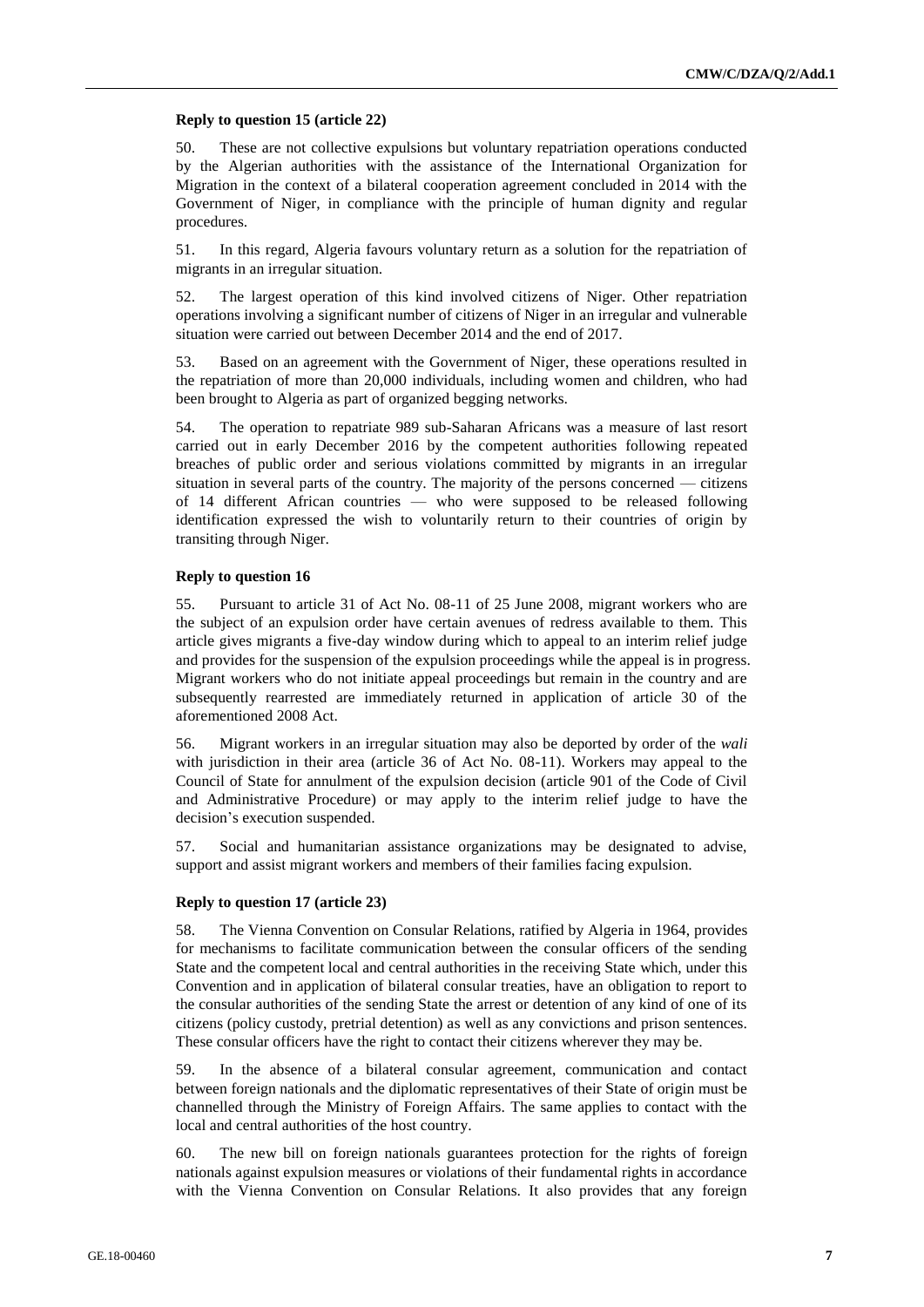### Reply to question 15 (article 22)

50. These are not collective expulsions but voluntary repatriation operations conducted by the Algerian authorities with the assistance of the International Organization for Migration in the context of a bilateral cooperation agreement concluded in 2014 with the Government of Niger, in compliance with the principle of human dignity and regular procedures.

51. In this regard, Algeria favours voluntary return as a solution for the repatriation of migrants in an irregular situation.

52. The largest operation of this kind involved citizens of Niger. Other repatriation operations involving a significant number of citizens of Niger in an irregular and vulnerable situation were carried out between December 2014 and the end of 2017.

53. Based on an agreement with the Government of Niger, these operations resulted in the repatriation of more than 20,000 individuals, including women and children, who had been brought to Algeria as part of organized begging networks.

54. The operation to repatriate 989 sub-Saharan Africans was a measure of last resort carried out in early December 2016 by the competent authorities following repeated breaches of public order and serious violations committed by migrants in an irregular situation in several parts of the country. The majority of the persons concerned — citizens of 14 different African countries — who were supposed to be released following identification expressed the wish to voluntarily return to their countries of origin by transiting through Niger.

### Reply to question 16

55. Pursuant to article 31 of Act No. 08-11 of 25 June 2008, migrant workers who are the subject of an expulsion order have certain avenues of redress available to them. This article gives migrants a five-day window during which to appeal to an interim relief judge and provides for the suspension of the expulsion proceedings while the appeal is in progress. Migrant workers who do not initiate appeal proceedings but remain in the country and are subsequently rearrested are immediately returned in application of article 30 of the aforementioned 2008 Act.

56. Migrant workers in an irregular situation may also be deported by order of the *wali* with jurisdiction in their area (article 36 of Act No. 08-11). Workers may appeal to the Council of State for annulment of the expulsion decision (article 901 of the Code of Civil and Administrative Procedure) or may apply to the interim relief judge to have the decision's execution suspended.

57. Social and humanitarian assistance organizations may be designated to advise, support and assist migrant workers and members of their families facing expulsion.

### Reply to question 17 (article 23)

58. The Vienna Convention on Consular Relations, ratified by Algeria in 1964, provides for mechanisms to facilitate communication between the consular officers of the sending State and the competent local and central authorities in the receiving State which, under this Convention and in application of bilateral consular treaties, have an obligation to report to the consular authorities of the sending State the arrest or detention of any kind of one of its citizens (policy custody, pretrial detention) as well as any convictions and prison sentences. These consular officers have the right to contact their citizens wherever they may be.

59. In the absence of a bilateral consular agreement, communication and contact between foreign nationals and the diplomatic representatives of their State of origin must be channelled through the Ministry of Foreign Affairs. The same applies to contact with the local and central authorities of the host country.

60. The new bill on foreign nationals guarantees protection for the rights of foreign nationals against expulsion measures or violations of their fundamental rights in accordance with the Vienna Convention on Consular Relations. It also provides that any foreign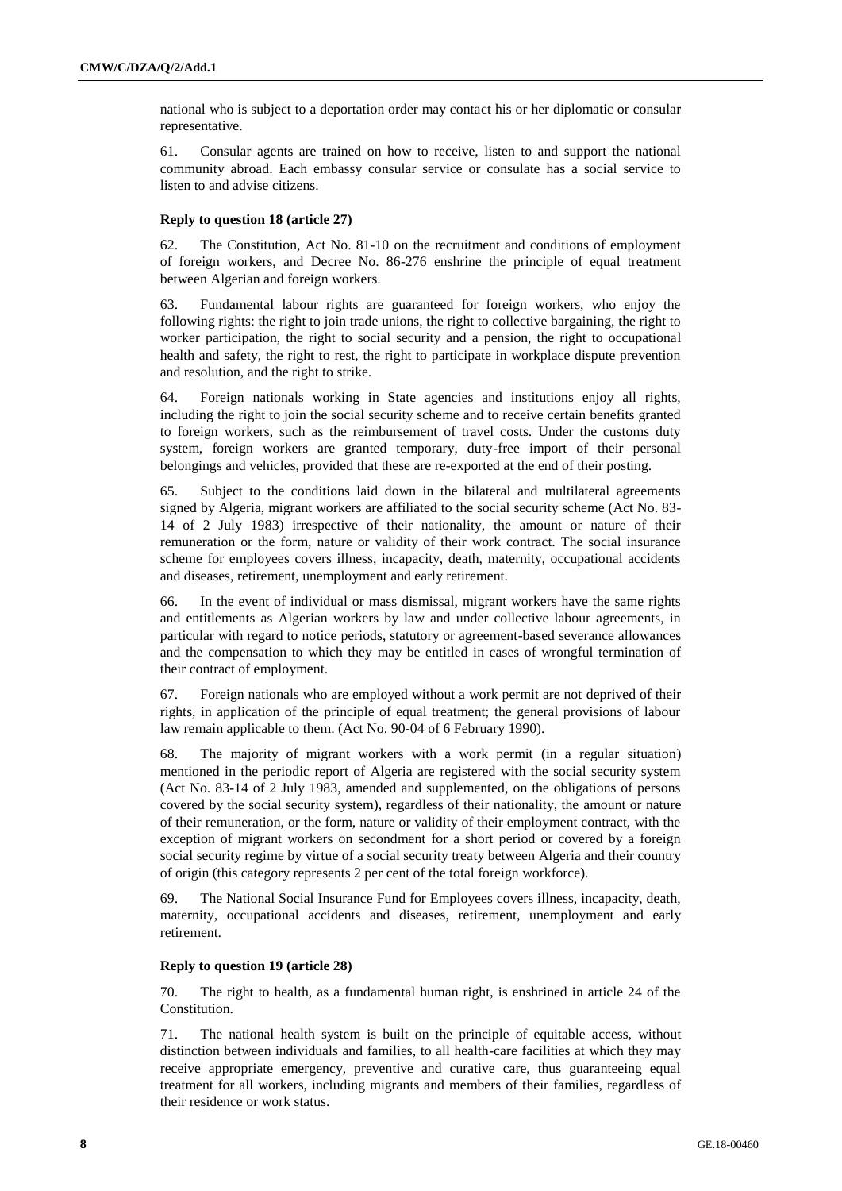national who is subject to a deportation order may contact his or her diplomatic or consular representative.

61. Consular agents are trained on how to receive, listen to and support the national community abroad. Each embassy consular service or consulate has a social service to listen to and advise citizens.

#### Reply to question 18 (article 27)

62. The Constitution, Act No. 81-10 on the recruitment and conditions of employment of foreign workers, and Decree No. 86-276 enshrine the principle of equal treatment between Algerian and foreign workers.

63. Fundamental labour rights are guaranteed for foreign workers, who enjoy the following rights: the right to join trade unions, the right to collective bargaining, the right to worker participation, the right to social security and a pension, the right to occupational health and safety, the right to rest, the right to participate in workplace dispute prevention and resolution, and the right to strike.

64. Foreign nationals working in State agencies and institutions enjoy all rights, including the right to join the social security scheme and to receive certain benefits granted to foreign workers, such as the reimbursement of travel costs. Under the customs duty system, foreign workers are granted temporary, duty-free import of their personal belongings and vehicles, provided that these are re-exported at the end of their posting.

65. Subject to the conditions laid down in the bilateral and multilateral agreements signed by Algeria, migrant workers are affiliated to the social security scheme (Act No. 83-14 of 2 July 1983) irrespective of their nationality, the amount or nature of their remuneration or the form, nature or validity of their work contract. The social insurance scheme for employees covers illness, incapacity, death, maternity, occupational accidents and diseases, retirement, unemployment and early retirement.

66. In the event of individual or mass dismissal, migrant workers have the same rights and entitlements as Algerian workers by law and under collective labour agreements, in particular with regard to notice periods, statutory or agreement-based severance allowances and the compensation to which they may be entitled in cases of wrongful termination of their contract of employment.

67. Foreign nationals who are employed without a work permit are not deprived of their rights, in application of the principle of equal treatment; the general provisions of labour law remain applicable to them. (Act No. 90-04 of 6 February 1990).

68. The majority of migrant workers with a work permit (in a regular situation) mentioned in the periodic report of Algeria are registered with the social security system (Act No. 83-14 of 2 July 1983, amended and supplemented, on the obligations of persons covered by the social security system), regardless of their nationality, the amount or nature of their remuneration, or the form, nature or validity of their employment contract, with the exception of migrant workers on secondment for a short period or covered by a foreign social security regime by virtue of a social security treaty between Algeria and their country of origin (this category represents 2 per cent of the total foreign workforce).

69. The National Social Insurance Fund for Employees covers illness, incapacity, death, maternity, occupational accidents and diseases, retirement, unemployment and early retirement.

#### Reply to question 19 (article 28)

70. The right to health, as a fundamental human right, is enshrined in article 24 of the Constitution.

71. The national health system is built on the principle of equitable access, without distinction between individuals and families, to all health-care facilities at which they may receive appropriate emergency, preventive and curative care, thus guaranteeing equal treatment for all workers, including migrants and members of their families, regardless of their residence or work status.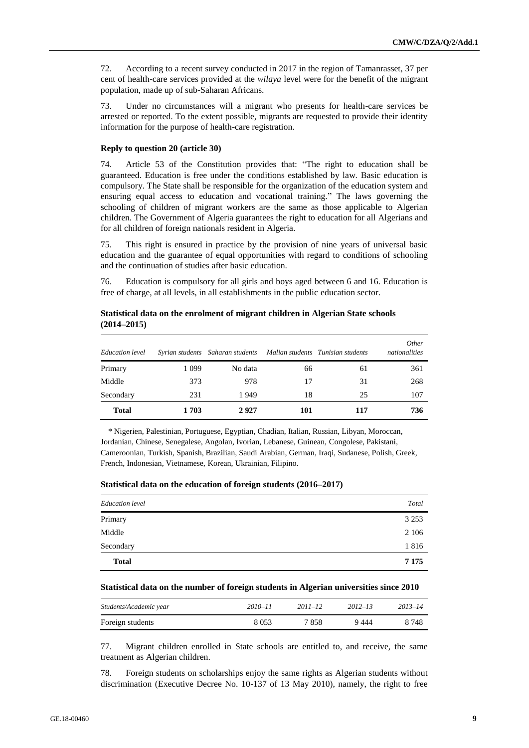72. According to a recent survey conducted in 2017 in the region of Tamanrasset, 37 per cent of health-care services provided at the *wilaya* level were for the benefit of the migrant population, made up of sub-Saharan Africans.

73. Under no circumstances will a migrant who presents for health-care services be arrested or reported. To the extent possible, migrants are requested to provide their identity information for the purpose of health-care registration.

#### Reply to question 20 (article 30)

74. Article 53 of the Constitution provides that: "The right to education shall be guaranteed. Education is free under the conditions established by law. Basic education is compulsory. The State shall be responsible for the organization of the education system and ensuring equal access to education and vocational training." The laws governing the schooling of children of migrant workers are the same as those applicable to Algerian children. The Government of Algeria guarantees the right to education for all Algerians and for all children of foreign nationals resident in Algeria.

75. This right is ensured in practice by the provision of nine years of universal basic education and the guarantee of equal opportunities with regard to conditions of schooling and the continuation of studies after basic education.

76. Education is compulsory for all girls and boys aged between 6 and 16. Education is free of charge, at all levels, in all establishments in the public education sector.

**Statistical data on the enrolment of migrant children in Algerian State schools (2014–2015)**

| *Education level* | *Syrian students* | *Saharan students* | *Malian students* | *Tunisian students* | *Other nationalities* |
|---|---|---|---|---|---|
| Primary | 1 099 | No data | 66 | 61 | 361 |
| Middle | 373 | 978 | 17 | 31 | 268 |
| Secondary | 231 | 1 949 | 18 | 25 | 107 |
| **Total** | **1 703** | **2 927** | **101** | **117** | **736** |

\* Nigerien, Palestinian, Portuguese, Egyptian, Chadian, Italian, Russian, Libyan, Moroccan, Jordanian, Chinese, Senegalese, Angolan, Ivorian, Lebanese, Guinean, Congolese, Pakistani, Cameroonian, Turkish, Spanish, Brazilian, Saudi Arabian, German, Iraqi, Sudanese, Polish, Greek, French, Indonesian, Vietnamese, Korean, Ukrainian, Filipino.

**Statistical data on the education of foreign students (2016–2017)**

| *Education level* | *Total* |
|---|---|
| Primary | 3 253 |
| Middle | 2 106 |
| Secondary | 1 816 |
| **Total** | **7 175** |

**Statistical data on the number of foreign students in Algerian universities since 2010**

| *Students/Academic year* | *2010–11* | *2011–12* | *2012–13* | *2013–14* |
|---|---|---|---|---|
| Foreign students | 8 053 | 7 858 | 9 444 | 8 748 |

77. Migrant children enrolled in State schools are entitled to, and receive, the same treatment as Algerian children.

78. Foreign students on scholarships enjoy the same rights as Algerian students without discrimination (Executive Decree No. 10-137 of 13 May 2010), namely, the right to free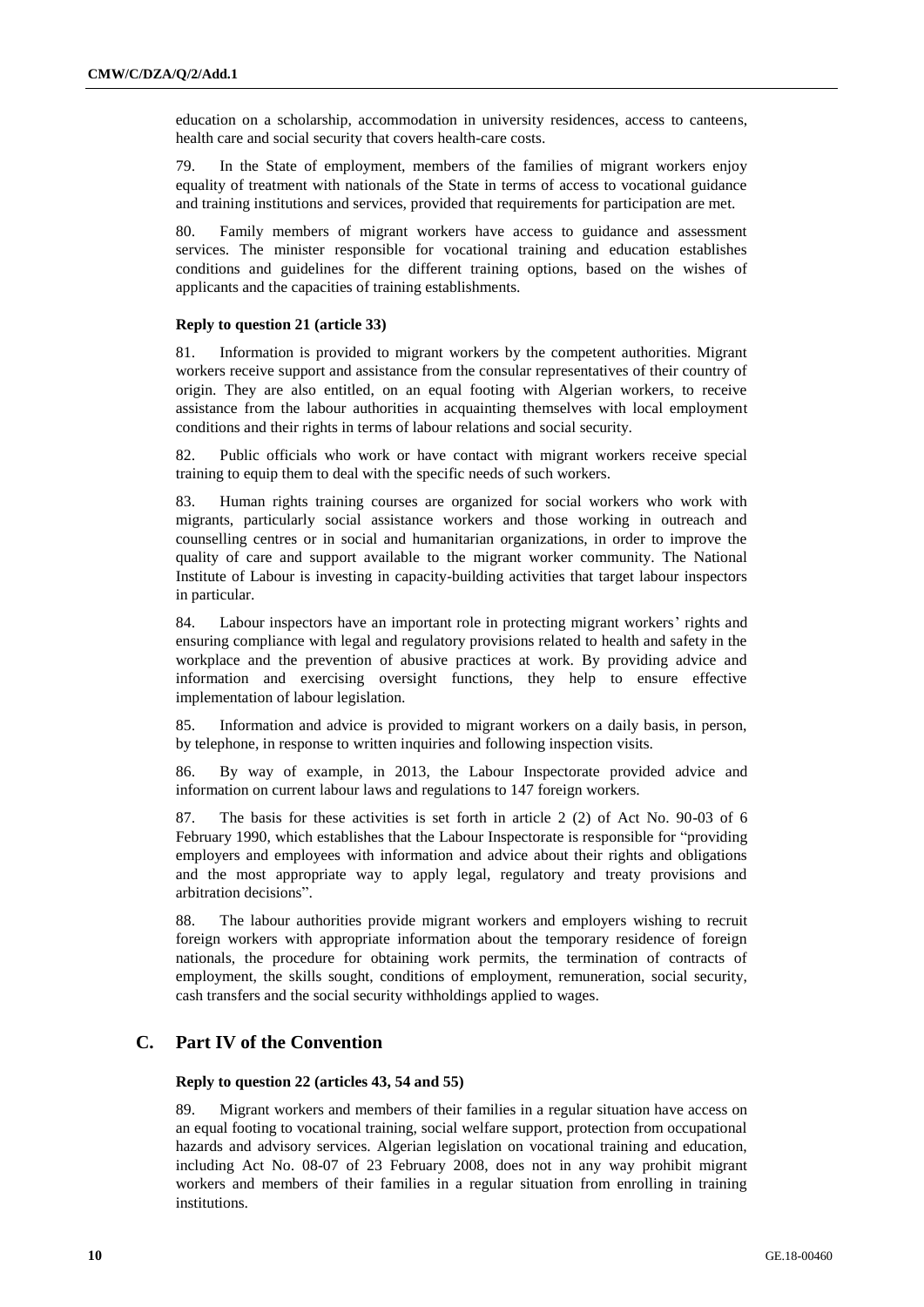education on a scholarship, accommodation in university residences, access to canteens, health care and social security that covers health-care costs.

79. In the State of employment, members of the families of migrant workers enjoy equality of treatment with nationals of the State in terms of access to vocational guidance and training institutions and services, provided that requirements for participation are met.

80. Family members of migrant workers have access to guidance and assessment services. The minister responsible for vocational training and education establishes conditions and guidelines for the different training options, based on the wishes of applicants and the capacities of training establishments.

#### Reply to question 21 (article 33)

81. Information is provided to migrant workers by the competent authorities. Migrant workers receive support and assistance from the consular representatives of their country of origin. They are also entitled, on an equal footing with Algerian workers, to receive assistance from the labour authorities in acquainting themselves with local employment conditions and their rights in terms of labour relations and social security.

82. Public officials who work or have contact with migrant workers receive special training to equip them to deal with the specific needs of such workers.

83. Human rights training courses are organized for social workers who work with migrants, particularly social assistance workers and those working in outreach and counselling centres or in social and humanitarian organizations, in order to improve the quality of care and support available to the migrant worker community. The National Institute of Labour is investing in capacity-building activities that target labour inspectors in particular.

84. Labour inspectors have an important role in protecting migrant workers' rights and ensuring compliance with legal and regulatory provisions related to health and safety in the workplace and the prevention of abusive practices at work. By providing advice and information and exercising oversight functions, they help to ensure effective implementation of labour legislation.

85. Information and advice is provided to migrant workers on a daily basis, in person, by telephone, in response to written inquiries and following inspection visits.

86. By way of example, in 2013, the Labour Inspectorate provided advice and information on current labour laws and regulations to 147 foreign workers.

87. The basis for these activities is set forth in article 2 (2) of Act No. 90-03 of 6 February 1990, which establishes that the Labour Inspectorate is responsible for "providing employers and employees with information and advice about their rights and obligations and the most appropriate way to apply legal, regulatory and treaty provisions and arbitration decisions".

88. The labour authorities provide migrant workers and employers wishing to recruit foreign workers with appropriate information about the temporary residence of foreign nationals, the procedure for obtaining work permits, the termination of contracts of employment, the skills sought, conditions of employment, remuneration, social security, cash transfers and the social security withholdings applied to wages.

## C. Part IV of the Convention

#### Reply to question 22 (articles 43, 54 and 55)

89. Migrant workers and members of their families in a regular situation have access on an equal footing to vocational training, social welfare support, protection from occupational hazards and advisory services. Algerian legislation on vocational training and education, including Act No. 08-07 of 23 February 2008, does not in any way prohibit migrant workers and members of their families in a regular situation from enrolling in training institutions.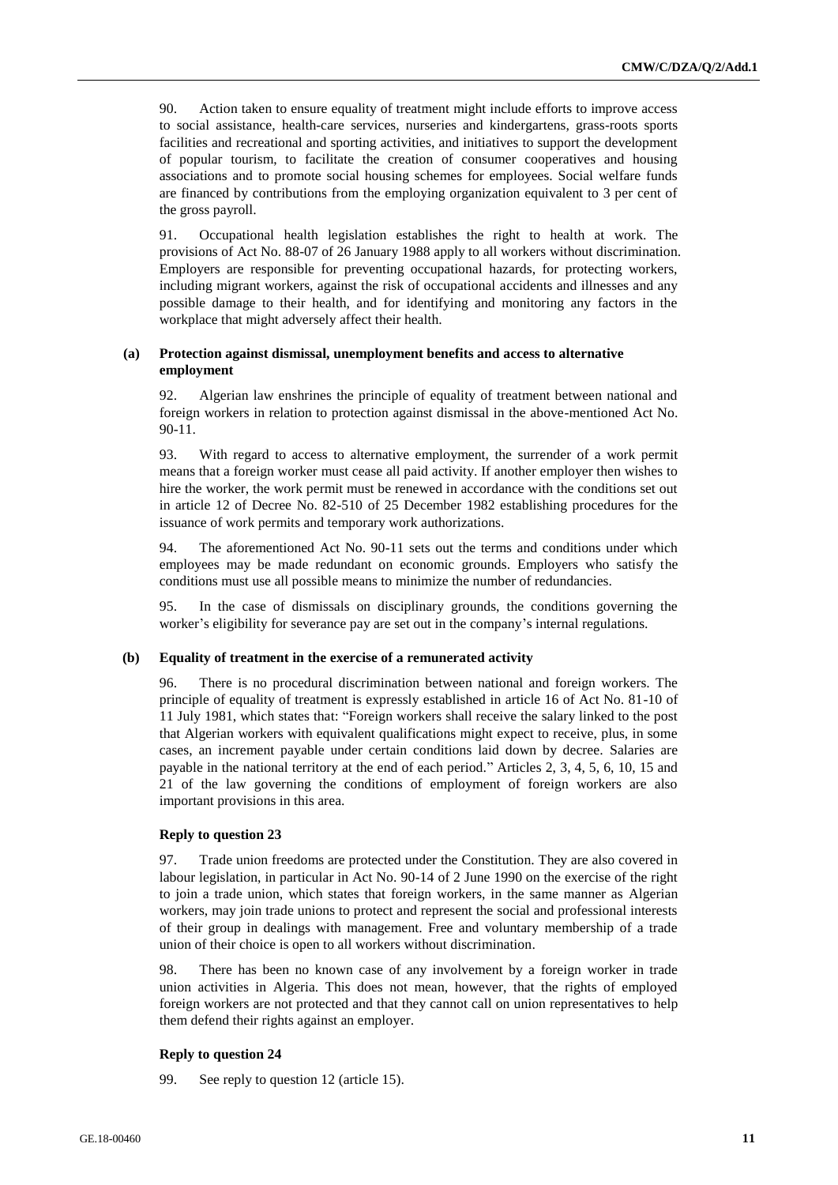90. Action taken to ensure equality of treatment might include efforts to improve access to social assistance, health-care services, nurseries and kindergartens, grass-roots sports facilities and recreational and sporting activities, and initiatives to support the development of popular tourism, to facilitate the creation of consumer cooperatives and housing associations and to promote social housing schemes for employees. Social welfare funds are financed by contributions from the employing organization equivalent to 3 per cent of the gross payroll.

91. Occupational health legislation establishes the right to health at work. The provisions of Act No. 88-07 of 26 January 1988 apply to all workers without discrimination. Employers are responsible for preventing occupational hazards, for protecting workers, including migrant workers, against the risk of occupational accidents and illnesses and any possible damage to their health, and for identifying and monitoring any factors in the workplace that might adversely affect their health.

### (a) Protection against dismissal, unemployment benefits and access to alternative employment

92. Algerian law enshrines the principle of equality of treatment between national and foreign workers in relation to protection against dismissal in the above-mentioned Act No. 90-11.

93. With regard to access to alternative employment, the surrender of a work permit means that a foreign worker must cease all paid activity. If another employer then wishes to hire the worker, the work permit must be renewed in accordance with the conditions set out in article 12 of Decree No. 82-510 of 25 December 1982 establishing procedures for the issuance of work permits and temporary work authorizations.

94. The aforementioned Act No. 90-11 sets out the terms and conditions under which employees may be made redundant on economic grounds. Employers who satisfy the conditions must use all possible means to minimize the number of redundancies.

95. In the case of dismissals on disciplinary grounds, the conditions governing the worker's eligibility for severance pay are set out in the company's internal regulations.

### (b) Equality of treatment in the exercise of a remunerated activity

96. There is no procedural discrimination between national and foreign workers. The principle of equality of treatment is expressly established in article 16 of Act No. 81-10 of 11 July 1981, which states that: "Foreign workers shall receive the salary linked to the post that Algerian workers with equivalent qualifications might expect to receive, plus, in some cases, an increment payable under certain conditions laid down by decree. Salaries are payable in the national territory at the end of each period." Articles 2, 3, 4, 5, 6, 10, 15 and 21 of the law governing the conditions of employment of foreign workers are also important provisions in this area.

#### Reply to question 23

97. Trade union freedoms are protected under the Constitution. They are also covered in labour legislation, in particular in Act No. 90-14 of 2 June 1990 on the exercise of the right to join a trade union, which states that foreign workers, in the same manner as Algerian workers, may join trade unions to protect and represent the social and professional interests of their group in dealings with management. Free and voluntary membership of a trade union of their choice is open to all workers without discrimination.

98. There has been no known case of any involvement by a foreign worker in trade union activities in Algeria. This does not mean, however, that the rights of employed foreign workers are not protected and that they cannot call on union representatives to help them defend their rights against an employer.

#### Reply to question 24

99. See reply to question 12 (article 15).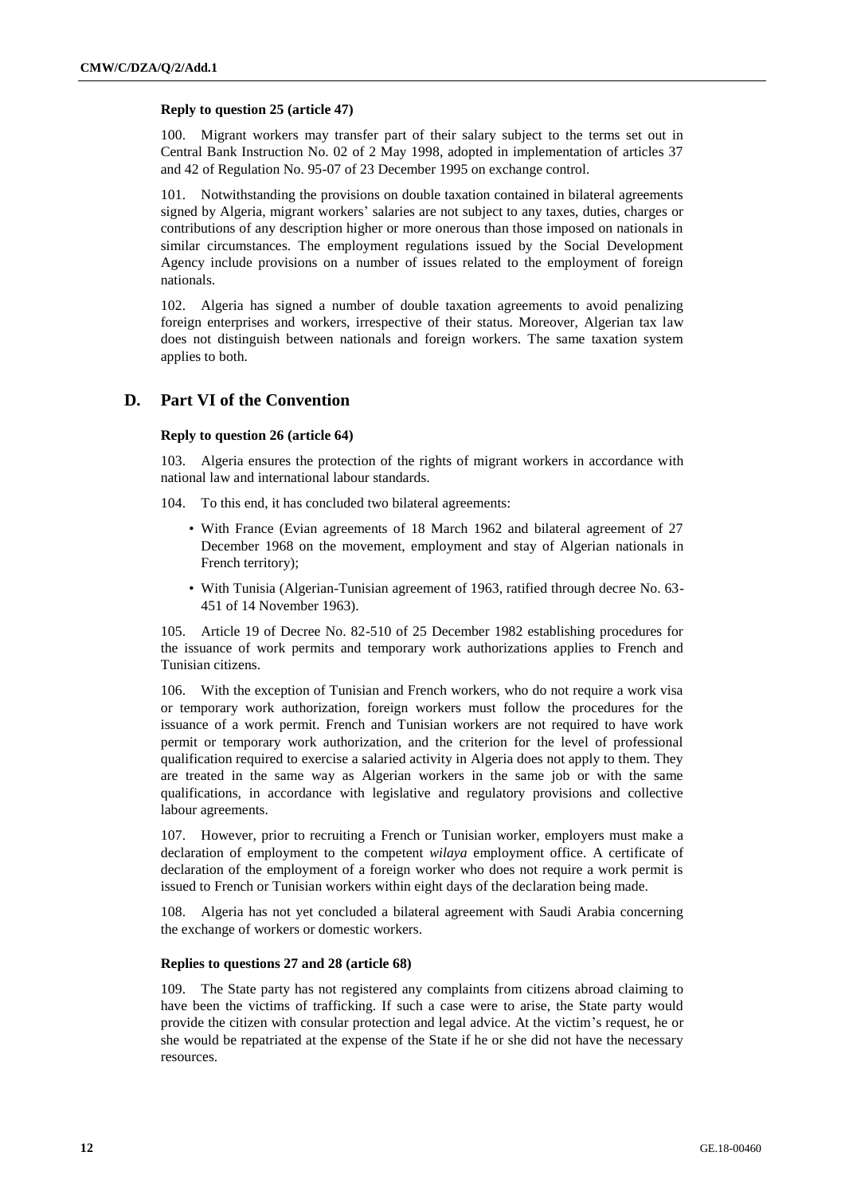#### Reply to question 25 (article 47)

100. Migrant workers may transfer part of their salary subject to the terms set out in Central Bank Instruction No. 02 of 2 May 1998, adopted in implementation of articles 37 and 42 of Regulation No. 95-07 of 23 December 1995 on exchange control.

101. Notwithstanding the provisions on double taxation contained in bilateral agreements signed by Algeria, migrant workers' salaries are not subject to any taxes, duties, charges or contributions of any description higher or more onerous than those imposed on nationals in similar circumstances. The employment regulations issued by the Social Development Agency include provisions on a number of issues related to the employment of foreign nationals.

102. Algeria has signed a number of double taxation agreements to avoid penalizing foreign enterprises and workers, irrespective of their status. Moreover, Algerian tax law does not distinguish between nationals and foreign workers. The same taxation system applies to both.

## D. Part VI of the Convention

#### Reply to question 26 (article 64)

103. Algeria ensures the protection of the rights of migrant workers in accordance with national law and international labour standards.

104. To this end, it has concluded two bilateral agreements:

- With France (Evian agreements of 18 March 1962 and bilateral agreement of 27 December 1968 on the movement, employment and stay of Algerian nationals in French territory);
- With Tunisia (Algerian-Tunisian agreement of 1963, ratified through decree No. 63-451 of 14 November 1963).

105. Article 19 of Decree No. 82-510 of 25 December 1982 establishing procedures for the issuance of work permits and temporary work authorizations applies to French and Tunisian citizens.

106. With the exception of Tunisian and French workers, who do not require a work visa or temporary work authorization, foreign workers must follow the procedures for the issuance of a work permit. French and Tunisian workers are not required to have work permit or temporary work authorization, and the criterion for the level of professional qualification required to exercise a salaried activity in Algeria does not apply to them. They are treated in the same way as Algerian workers in the same job or with the same qualifications, in accordance with legislative and regulatory provisions and collective labour agreements.

107. However, prior to recruiting a French or Tunisian worker, employers must make a declaration of employment to the competent *wilaya* employment office. A certificate of declaration of the employment of a foreign worker who does not require a work permit is issued to French or Tunisian workers within eight days of the declaration being made.

108. Algeria has not yet concluded a bilateral agreement with Saudi Arabia concerning the exchange of workers or domestic workers.

#### Replies to questions 27 and 28 (article 68)

109. The State party has not registered any complaints from citizens abroad claiming to have been the victims of trafficking. If such a case were to arise, the State party would provide the citizen with consular protection and legal advice. At the victim's request, he or she would be repatriated at the expense of the State if he or she did not have the necessary resources.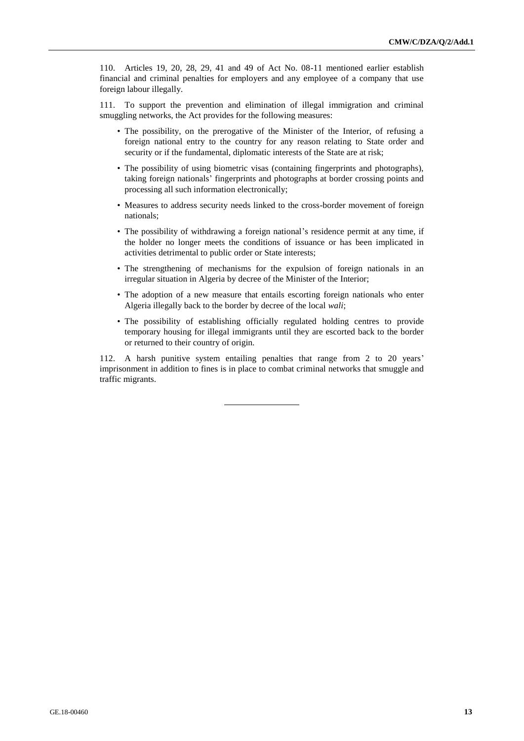110. Articles 19, 20, 28, 29, 41 and 49 of Act No. 08-11 mentioned earlier establish financial and criminal penalties for employers and any employee of a company that use foreign labour illegally.

111. To support the prevention and elimination of illegal immigration and criminal smuggling networks, the Act provides for the following measures:

- The possibility, on the prerogative of the Minister of the Interior, of refusing a foreign national entry to the country for any reason relating to State order and security or if the fundamental, diplomatic interests of the State are at risk;
- The possibility of using biometric visas (containing fingerprints and photographs), taking foreign nationals' fingerprints and photographs at border crossing points and processing all such information electronically;
- Measures to address security needs linked to the cross-border movement of foreign nationals;
- The possibility of withdrawing a foreign national's residence permit at any time, if the holder no longer meets the conditions of issuance or has been implicated in activities detrimental to public order or State interests;
- The strengthening of mechanisms for the expulsion of foreign nationals in an irregular situation in Algeria by decree of the Minister of the Interior;
- The adoption of a new measure that entails escorting foreign nationals who enter Algeria illegally back to the border by decree of the local *wali*;
- The possibility of establishing officially regulated holding centres to provide temporary housing for illegal immigrants until they are escorted back to the border or returned to their country of origin.

112. A harsh punitive system entailing penalties that range from 2 to 20 years' imprisonment in addition to fines is in place to combat criminal networks that smuggle and traffic migrants.